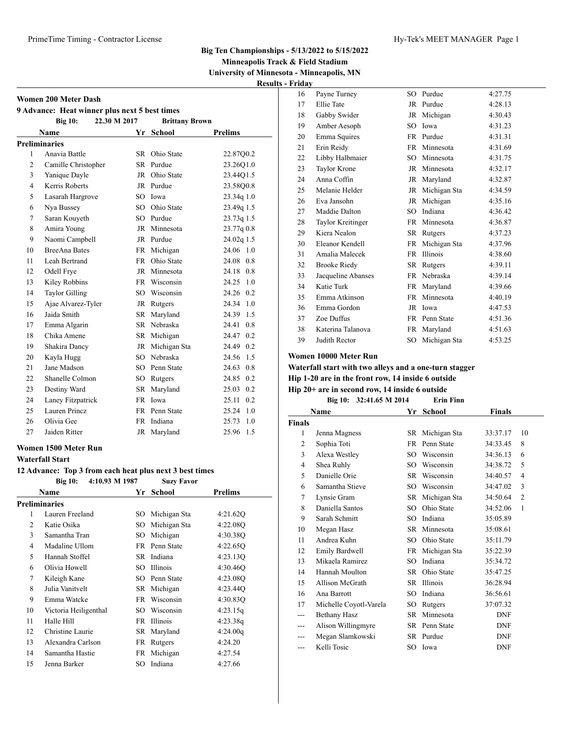## Big Ten Championships - 5/13/2022 to 5/15/2022

**Minneapolis Track & Field Stadium**
**University of Minnesota - Minneapolis, MN**

**Results - Friday**

### Women 200 Meter Dash

**9 Advance: Heat winner plus next 5 best times**

Big 10: 22.30 M 2017 Brittany Brown

| | Name | Yr | School | Prelims | |
|---|---|---|---|---|---|
| **Preliminaries** | | | | | |
| 1 | Anavia Battle | SR | Ohio State | 22.87Q | 0.2 |
| 2 | Camille Christopher | SR | Purdue | 23.26Q | 1.0 |
| 3 | Yanique Dayle | JR | Ohio State | 23.44Q | 1.5 |
| 4 | Kerris Roberts | JR | Purdue | 23.58Q | 0.8 |
| 5 | Lasarah Hargrove | SO | Iowa | 23.34q | 1.0 |
| 6 | Nya Bussey | SO | Ohio State | 23.49q | 1.5 |
| 7 | Saran Kouyeth | SO | Purdue | 23.73q | 1.5 |
| 8 | Amira Young | JR | Minnesota | 23.77q | 0.8 |
| 9 | Naomi Campbell | JR | Purdue | 24.02q | 1.5 |
| 10 | BreeAna Bates | FR | Michigan | 24.06 | 1.0 |
| 11 | Leah Bertrand | FR | Ohio State | 24.08 | 0.8 |
| 12 | Odell Frye | JR | Minnesota | 24.18 | 0.8 |
| 13 | Kiley Robbins | FR | Wisconsin | 24.25 | 1.0 |
| 14 | Taylor Gilling | SO | Wisconsin | 24.26 | 0.2 |
| 15 | Ajae Alvarez-Tyler | JR | Rutgers | 24.34 | 1.0 |
| 16 | Jaida Smith | SR | Maryland | 24.39 | 1.5 |
| 17 | Emma Algarin | SR | Nebraska | 24.41 | 0.8 |
| 18 | Chika Amene | SR | Michigan | 24.47 | 0.2 |
| 19 | Shakira Dancy | JR | Michigan Sta | 24.49 | 0.2 |
| 20 | Kayla Hugg | SO | Nebraska | 24.56 | 1.5 |
| 21 | Jane Madson | SO | Penn State | 24.63 | 0.8 |
| 22 | Shanelle Colmon | SO | Rutgers | 24.85 | 0.2 |
| 23 | Destiny Ward | SR | Maryland | 25.03 | 0.2 |
| 24 | Laney Fitzpatrick | FR | Iowa | 25.11 | 0.2 |
| 25 | Lauren Princz | FR | Penn State | 25.24 | 1.0 |
| 26 | Olivia Gee | FR | Indiana | 25.73 | 1.0 |
| 27 | Jaiden Ritter | JR | Maryland | 25.96 | 1.5 |

### Women 1500 Meter Run

**Waterfall Start**

**12 Advance: Top 3 from each heat plus next 3 best times**

Big 10: 4:10.93 M 1987 Suzy Favor

| | Name | Yr | School | Prelims |
|---|---|---|---|---|
| **Preliminaries** | | | | |
| 1 | Lauren Freeland | SO | Michigan Sta | 4:21.62Q |
| 2 | Katie Osika | SO | Michigan Sta | 4:22.08Q |
| 3 | Samantha Tran | SO | Michigan | 4:30.38Q |
| 4 | Madaline Ullom | FR | Penn State | 4:22.65Q |
| 5 | Hannah Stoffel | SR | Indiana | 4:23.13Q |
| 6 | Olivia Howell | SO | Illinois | 4:30.46Q |
| 7 | Kileigh Kane | SO | Penn State | 4:23.08Q |
| 8 | Julia Vanitvelt | SR | Michigan | 4:23.44Q |
| 9 | Emma Watcke | FR | Wisconsin | 4:30.83Q |
| 10 | Victoria Heiligenthal | SO | Wisconsin | 4:23.15q |
| 11 | Halle Hill | FR | Illinois | 4:23.38q |
| 12 | Christine Laurie | SR | Maryland | 4:24.00q |
| 13 | Alexandra Carlson | FR | Rutgers | 4:24.20 |
| 14 | Samantha Hastie | FR | Michigan | 4:27.54 |
| 15 | Jenna Barker | SO | Indiana | 4:27.66 |
| 16 | Payne Turney | SO | Purdue | 4:27.75 |
| 17 | Ellie Tate | JR | Purdue | 4:28.13 |
| 18 | Gabby Swider | JR | Michigan | 4:30.43 |
| 19 | Amber Aesoph | SO | Iowa | 4:31.23 |
| 20 | Emma Squires | FR | Purdue | 4:31.31 |
| 21 | Erin Reidy | FR | Minnesota | 4:31.69 |
| 22 | Libby Halbmaier | SO | Minnesota | 4:31.75 |
| 23 | Taylor Krone | JR | Minnesota | 4:32.17 |
| 24 | Anna Coffin | JR | Maryland | 4:32.87 |
| 25 | Melanie Helder | JR | Michigan Sta | 4:34.59 |
| 26 | Eva Jansohn | JR | Michigan | 4:35.16 |
| 27 | Maddie Dalton | SO | Indiana | 4:36.42 |
| 28 | Taylor Kreitinger | FR | Minnesota | 4:36.87 |
| 29 | Kiera Nealon | SR | Rutgers | 4:37.23 |
| 30 | Eleanor Kendell | FR | Michigan Sta | 4:37.96 |
| 31 | Amalia Malecek | FR | Illinois | 4:38.60 |
| 32 | Brooke Riedy | SR | Rutgers | 4:39.11 |
| 33 | Jacqueline Abanses | FR | Nebraska | 4:39.14 |
| 34 | Katie Turk | FR | Maryland | 4:39.66 |
| 35 | Emma Atkinson | FR | Minnesota | 4:40.19 |
| 36 | Emma Gordon | JR | Iowa | 4:47.53 |
| 37 | Zoe Duffus | FR | Penn State | 4:51.36 |
| 38 | Katerina Talanova | FR | Maryland | 4:51.63 |
| 39 | Judith Rector | SO | Michigan Sta | 4:53.25 |

### Women 10000 Meter Run

**Waterfall start with two alleys and a one-turn stagger**
**Hip 1-20 are in the front row, 14 inside 6 outside**
**Hip 20+ are in second row, 14 inside 6 outside**

Big 10: 32:41.65 M 2014 Erin Finn

| | Name | Yr | School | Finals | |
|---|---|---|---|---|---|
| **Finals** | | | | | |
| 1 | Jenna Magness | SR | Michigan Sta | 33:37.17 | 10 |
| 2 | Sophia Toti | FR | Penn State | 34:33.45 | 8 |
| 3 | Alexa Westley | SO | Wisconsin | 34:36.13 | 6 |
| 4 | Shea Ruhly | SO | Wisconsin | 34:38.72 | 5 |
| 5 | Danielle Orie | SR | Wisconsin | 34:40.57 | 4 |
| 6 | Samantha Stieve | SO | Wisconsin | 34:47.02 | 3 |
| 7 | Lynsie Gram | SR | Michigan Sta | 34:50.64 | 2 |
| 8 | Daniella Santos | SO | Ohio State | 34:52.06 | 1 |
| 9 | Sarah Schmitt | SO | Indiana | 35:05.89 | |
| 10 | Megan Hasz | SR | Minnesota | 35:08.61 | |
| 11 | Andrea Kuhn | SO | Ohio State | 35:11.79 | |
| 12 | Emily Bardwell | FR | Michigan Sta | 35:22.39 | |
| 13 | Mikaela Ramirez | SO | Indiana | 35:34.72 | |
| 14 | Hannah Moulton | SR | Ohio State | 35:47.25 | |
| 15 | Allison McGrath | SR | Illinois | 36:28.94 | |
| 16 | Ana Barrott | SO | Indiana | 36:56.61 | |
| 17 | Michelle Coyotl-Varela | SO | Rutgers | 37:07.32 | |
| --- | Bethany Hasz | SR | Minnesota | DNF | |
| --- | Alison Willingmyre | SR | Penn State | DNF | |
| --- | Megan Slamkowski | SR | Purdue | DNF | |
| --- | Kelli Tosic | SO | Iowa | DNF | |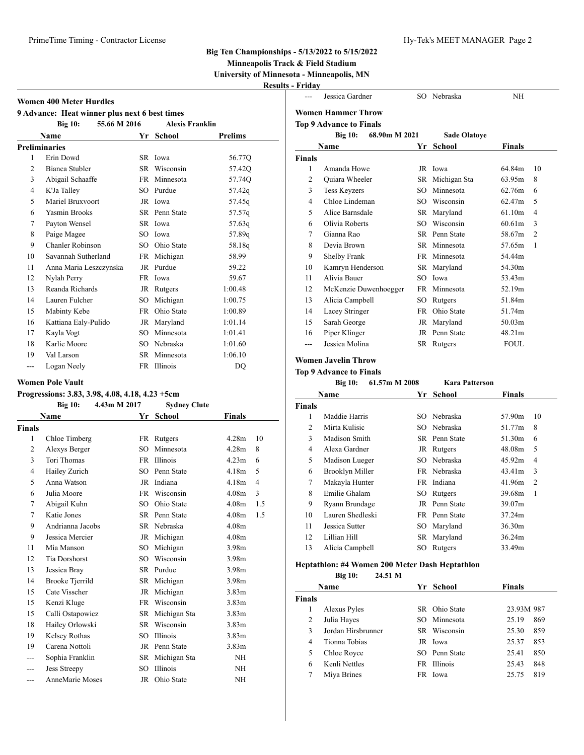## Big Ten Championships - 5/13/2022 to 5/15/2022

**Minneapolis Track & Field Stadium**

**University of Minnesota - Minneapolis, MN**

**Results - Friday**

### Women 400 Meter Hurdles

**9 Advance: Heat winner plus next 6 best times**

**Big 10: 55.66 M 2016 Alexis Franklin**

| | Name | Yr | School | Prelims |
|---|---|---|---|---|
| **Preliminaries** | | | | |
| 1 | Erin Dowd | SR | Iowa | 56.77Q |
| 2 | Bianca Stubler | SR | Wisconsin | 57.42Q |
| 3 | Abigail Schaaffe | FR | Minnesota | 57.74Q |
| 4 | K'Ja Talley | SO | Purdue | 57.42q |
| 5 | Mariel Bruxvoort | JR | Iowa | 57.45q |
| 6 | Yasmin Brooks | SR | Penn State | 57.57q |
| 7 | Payton Wensel | SR | Iowa | 57.63q |
| 8 | Paige Magee | SO | Iowa | 57.89q |
| 9 | Chanler Robinson | SO | Ohio State | 58.18q |
| 10 | Savannah Sutherland | FR | Michigan | 58.99 |
| 11 | Anna Maria Leszczynska | JR | Purdue | 59.22 |
| 12 | Nylah Perry | FR | Iowa | 59.67 |
| 13 | Reanda Richards | JR | Rutgers | 1:00.48 |
| 14 | Lauren Fulcher | SO | Michigan | 1:00.75 |
| 15 | Mabinty Kebe | FR | Ohio State | 1:00.89 |
| 16 | Kattiana Ealy-Pulido | JR | Maryland | 1:01.14 |
| 17 | Kayla Vogt | SO | Minnesota | 1:01.41 |
| 18 | Karlie Moore | SO | Nebraska | 1:01.60 |
| 19 | Val Larson | SR | Minnesota | 1:06.10 |
| --- | Logan Neely | FR | Illinois | DQ |

### Women Pole Vault

**Progressions: 3.83, 3.98, 4.08, 4.18, 4.23 +5cm**

**Big 10: 4.43m M 2017 Sydney Clute**

| | Name | Yr | School | Finals | |
|---|---|---|---|---|---|
| **Finals** | | | | | |
| 1 | Chloe Timberg | FR | Rutgers | 4.28m | 10 |
| 2 | Alexys Berger | SO | Minnesota | 4.28m | 8 |
| 3 | Tori Thomas | FR | Illinois | 4.23m | 6 |
| 4 | Hailey Zurich | SO | Penn State | 4.18m | 5 |
| 5 | Anna Watson | JR | Indiana | 4.18m | 4 |
| 6 | Julia Moore | FR | Wisconsin | 4.08m | 3 |
| 7 | Abigail Kuhn | SO | Ohio State | 4.08m | 1.5 |
| 7 | Katie Jones | SR | Penn State | 4.08m | 1.5 |
| 9 | Andrianna Jacobs | SR | Nebraska | 4.08m | |
| 9 | Jessica Mercier | JR | Michigan | 4.08m | |
| 11 | Mia Manson | SO | Michigan | 3.98m | |
| 12 | Tia Dorshorst | SO | Wisconsin | 3.98m | |
| 13 | Jessica Bray | SR | Purdue | 3.98m | |
| 14 | Brooke Tjerrild | SR | Michigan | 3.98m | |
| 15 | Cate Visscher | JR | Michigan | 3.83m | |
| 15 | Kenzi Kluge | FR | Wisconsin | 3.83m | |
| 15 | Calli Ostapowicz | SR | Michigan Sta | 3.83m | |
| 18 | Hailey Orlowski | SR | Wisconsin | 3.83m | |
| 19 | Kelsey Rothas | SO | Illinois | 3.83m | |
| 19 | Carena Nottoli | JR | Penn State | 3.83m | |
| --- | Sophia Franklin | SR | Michigan Sta | NH | |
| --- | Jess Streepy | SO | Illinois | NH | |
| --- | AnneMarie Moses | JR | Ohio State | NH | |
| --- | Jessica Gardner | SO | Nebraska | NH | |

### Women Hammer Throw

**Top 9 Advance to Finals**

**Big 10: 68.90m M 2021 Sade Olatoye**

| | Name | Yr | School | Finals | |
|---|---|---|---|---|---|
| **Finals** | | | | | |
| 1 | Amanda Howe | JR | Iowa | 64.84m | 10 |
| 2 | Quiara Wheeler | SR | Michigan Sta | 63.95m | 8 |
| 3 | Tess Keyzers | SO | Minnesota | 62.76m | 6 |
| 4 | Chloe Lindeman | SO | Wisconsin | 62.47m | 5 |
| 5 | Alice Barnsdale | SR | Maryland | 61.10m | 4 |
| 6 | Olivia Roberts | SO | Wisconsin | 60.61m | 3 |
| 7 | Gianna Rao | SR | Penn State | 58.67m | 2 |
| 8 | Devia Brown | SR | Minnesota | 57.65m | 1 |
| 9 | Shelby Frank | FR | Minnesota | 54.44m | |
| 10 | Kamryn Henderson | SR | Maryland | 54.30m | |
| 11 | Alivia Bauer | SO | Iowa | 53.43m | |
| 12 | McKenzie Duwenhoegger | FR | Minnesota | 52.19m | |
| 13 | Alicia Campbell | SO | Rutgers | 51.84m | |
| 14 | Lacey Stringer | FR | Ohio State | 51.74m | |
| 15 | Sarah George | JR | Maryland | 50.03m | |
| 16 | Piper Klinger | JR | Penn State | 48.21m | |
| --- | Jessica Molina | SR | Rutgers | FOUL | |

### Women Javelin Throw

**Top 9 Advance to Finals**

**Big 10: 61.57m M 2008 Kara Patterson**

| | Name | Yr | School | Finals | |
|---|---|---|---|---|---|
| **Finals** | | | | | |
| 1 | Maddie Harris | SO | Nebraska | 57.90m | 10 |
| 2 | Mirta Kulisic | SO | Nebraska | 51.77m | 8 |
| 3 | Madison Smith | SR | Penn State | 51.30m | 6 |
| 4 | Alexa Gardner | JR | Rutgers | 48.08m | 5 |
| 5 | Madison Lueger | SO | Nebraska | 45.92m | 4 |
| 6 | Brooklyn Miller | FR | Nebraska | 43.41m | 3 |
| 7 | Makayla Hunter | FR | Indiana | 41.96m | 2 |
| 8 | Emilie Ghalam | SO | Rutgers | 39.68m | 1 |
| 9 | Ryann Brundage | JR | Penn State | 39.07m | |
| 10 | Lauren Shedleski | FR | Penn State | 37.24m | |
| 11 | Jessica Sutter | SO | Maryland | 36.30m | |
| 12 | Lillian Hill | SR | Maryland | 36.24m | |
| 13 | Alicia Campbell | SO | Rutgers | 33.49m | |

### Heptathlon: #4 Women 200 Meter Dash Heptathlon

**Big 10: 24.51 M**

| | Name | Yr | School | Finals | |
|---|---|---|---|---|---|
| **Finals** | | | | | |
| 1 | Alexus Pyles | SR | Ohio State | 23.93M | 987 |
| 2 | Julia Hayes | SO | Minnesota | 25.19 | 869 |
| 3 | Jordan Hirsbrunner | SR | Wisconsin | 25.30 | 859 |
| 4 | Tionna Tobias | JR | Iowa | 25.37 | 853 |
| 5 | Chloe Royce | SO | Penn State | 25.41 | 850 |
| 6 | Kenli Nettles | FR | Illinois | 25.43 | 848 |
| 7 | Miya Brines | FR | Iowa | 25.75 | 819 |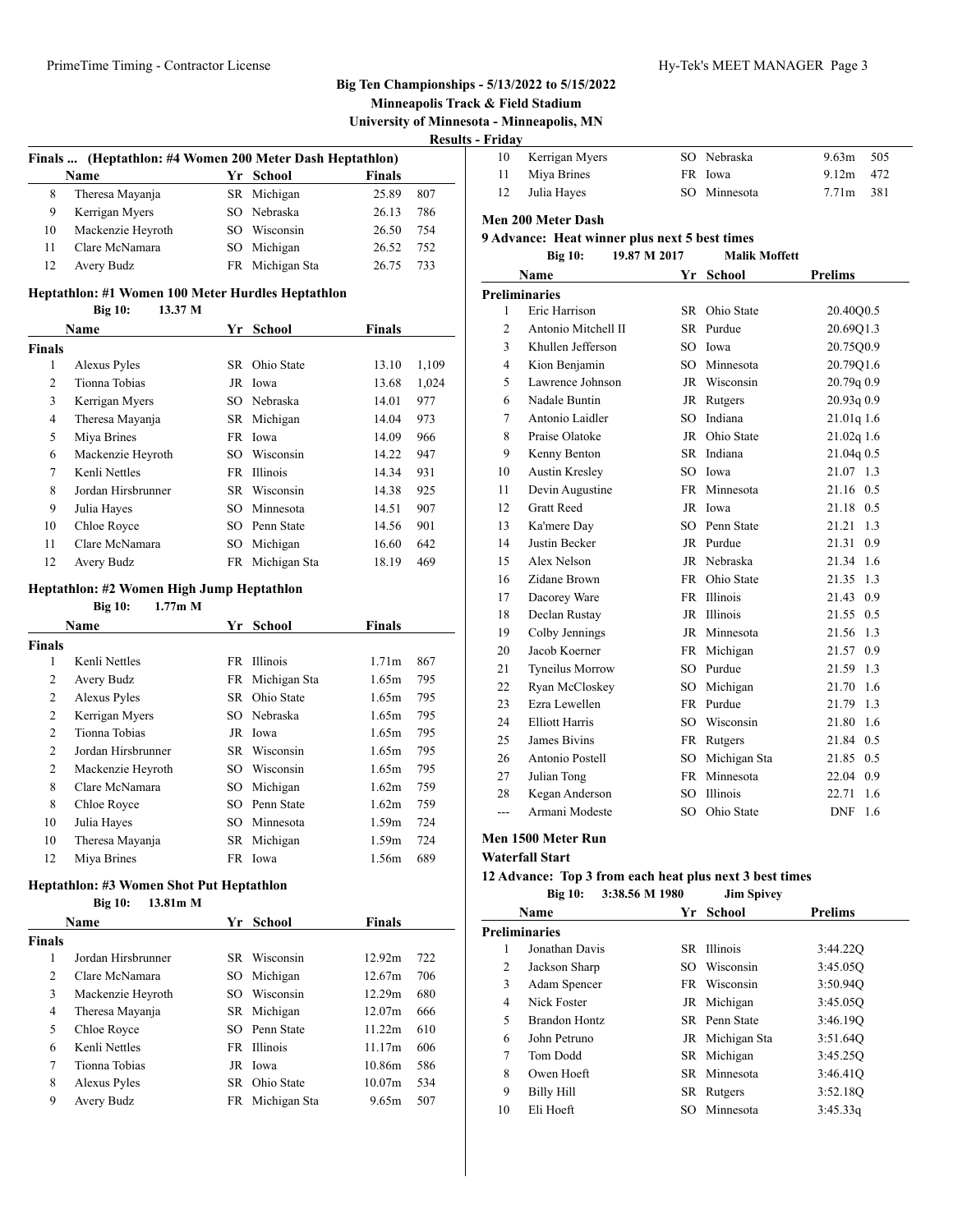## Big Ten Championships - 5/13/2022 to 5/15/2022

**Minneapolis Track & Field Stadium**

**University of Minnesota - Minneapolis, MN**

**Results - Friday**

### Finals ... (Heptathlon: #4 Women 200 Meter Dash Heptathlon)

| | Name | Yr | School | Finals | |
|---|---|---|---|---|---|
| 8 | Theresa Mayanja | SR | Michigan | 25.89 | 807 |
| 9 | Kerrigan Myers | SO | Nebraska | 26.13 | 786 |
| 10 | Mackenzie Heyroth | SO | Wisconsin | 26.50 | 754 |
| 11 | Clare McNamara | SO | Michigan | 26.52 | 752 |
| 12 | Avery Budz | FR | Michigan Sta | 26.75 | 733 |

### Heptathlon: #1 Women 100 Meter Hurdles Heptathlon

**Big 10:** 13.37 M

| | Name | Yr | School | Finals | |
|---|---|---|---|---|---|
| **Finals** | | | | | |
| 1 | Alexus Pyles | SR | Ohio State | 13.10 | 1,109 |
| 2 | Tionna Tobias | JR | Iowa | 13.68 | 1,024 |
| 3 | Kerrigan Myers | SO | Nebraska | 14.01 | 977 |
| 4 | Theresa Mayanja | SR | Michigan | 14.04 | 973 |
| 5 | Miya Brines | FR | Iowa | 14.09 | 966 |
| 6 | Mackenzie Heyroth | SO | Wisconsin | 14.22 | 947 |
| 7 | Kenli Nettles | FR | Illinois | 14.34 | 931 |
| 8 | Jordan Hirsbrunner | SR | Wisconsin | 14.38 | 925 |
| 9 | Julia Hayes | SO | Minnesota | 14.51 | 907 |
| 10 | Chloe Royce | SO | Penn State | 14.56 | 901 |
| 11 | Clare McNamara | SO | Michigan | 16.60 | 642 |
| 12 | Avery Budz | FR | Michigan Sta | 18.19 | 469 |

### Heptathlon: #2 Women High Jump Heptathlon

**Big 10:** 1.77m M

| | Name | Yr | School | Finals | |
|---|---|---|---|---|---|
| **Finals** | | | | | |
| 1 | Kenli Nettles | FR | Illinois | 1.71m | 867 |
| 2 | Avery Budz | FR | Michigan Sta | 1.65m | 795 |
| 2 | Alexus Pyles | SR | Ohio State | 1.65m | 795 |
| 2 | Kerrigan Myers | SO | Nebraska | 1.65m | 795 |
| 2 | Tionna Tobias | JR | Iowa | 1.65m | 795 |
| 2 | Jordan Hirsbrunner | SR | Wisconsin | 1.65m | 795 |
| 2 | Mackenzie Heyroth | SO | Wisconsin | 1.65m | 795 |
| 8 | Clare McNamara | SO | Michigan | 1.62m | 759 |
| 8 | Chloe Royce | SO | Penn State | 1.62m | 759 |
| 10 | Julia Hayes | SO | Minnesota | 1.59m | 724 |
| 10 | Theresa Mayanja | SR | Michigan | 1.59m | 724 |
| 12 | Miya Brines | FR | Iowa | 1.56m | 689 |

### Heptathlon: #3 Women Shot Put Heptathlon

**Big 10:** 13.81m M

| | Name | Yr | School | Finals | |
|---|---|---|---|---|---|
| **Finals** | | | | | |
| 1 | Jordan Hirsbrunner | SR | Wisconsin | 12.92m | 722 |
| 2 | Clare McNamara | SO | Michigan | 12.67m | 706 |
| 3 | Mackenzie Heyroth | SO | Wisconsin | 12.29m | 680 |
| 4 | Theresa Mayanja | SR | Michigan | 12.07m | 666 |
| 5 | Chloe Royce | SO | Penn State | 11.22m | 610 |
| 6 | Kenli Nettles | FR | Illinois | 11.17m | 606 |
| 7 | Tionna Tobias | JR | Iowa | 10.86m | 586 |
| 8 | Alexus Pyles | SR | Ohio State | 10.07m | 534 |
| 9 | Avery Budz | FR | Michigan Sta | 9.65m | 507 |
| 10 | Kerrigan Myers | SO | Nebraska | 9.63m | 505 |
| 11 | Miya Brines | FR | Iowa | 9.12m | 472 |
| 12 | Julia Hayes | SO | Minnesota | 7.71m | 381 |

### Men 200 Meter Dash

**9 Advance: Heat winner plus next 5 best times**

**Big 10:** 19.87 M 2017 **Malik Moffett**

| | Name | Yr | School | Prelims | |
|---|---|---|---|---|---|
| **Preliminaries** | | | | | |
| 1 | Eric Harrison | SR | Ohio State | 20.40Q | 0.5 |
| 2 | Antonio Mitchell II | SR | Purdue | 20.69Q | 1.3 |
| 3 | Khullen Jefferson | SO | Iowa | 20.75Q | 0.9 |
| 4 | Kion Benjamin | SO | Minnesota | 20.79Q | 1.6 |
| 5 | Lawrence Johnson | JR | Wisconsin | 20.79q | 0.9 |
| 6 | Nadale Buntin | JR | Rutgers | 20.93q | 0.9 |
| 7 | Antonio Laidler | SO | Indiana | 21.01q | 1.6 |
| 8 | Praise Olatoke | JR | Ohio State | 21.02q | 1.6 |
| 9 | Kenny Benton | SR | Indiana | 21.04q | 0.5 |
| 10 | Austin Kresley | SO | Iowa | 21.07 | 1.3 |
| 11 | Devin Augustine | FR | Minnesota | 21.16 | 0.5 |
| 12 | Gratt Reed | JR | Iowa | 21.18 | 0.5 |
| 13 | Ka'mere Day | SO | Penn State | 21.21 | 1.3 |
| 14 | Justin Becker | JR | Purdue | 21.31 | 0.9 |
| 15 | Alex Nelson | JR | Nebraska | 21.34 | 1.6 |
| 16 | Zidane Brown | FR | Ohio State | 21.35 | 1.3 |
| 17 | Dacorey Ware | FR | Illinois | 21.43 | 0.9 |
| 18 | Declan Rustay | JR | Illinois | 21.55 | 0.5 |
| 19 | Colby Jennings | JR | Minnesota | 21.56 | 1.3 |
| 20 | Jacob Koerner | FR | Michigan | 21.57 | 0.9 |
| 21 | Tyneilus Morrow | SO | Purdue | 21.59 | 1.3 |
| 22 | Ryan McCloskey | SO | Michigan | 21.70 | 1.6 |
| 23 | Ezra Lewellen | FR | Purdue | 21.79 | 1.3 |
| 24 | Elliott Harris | SO | Wisconsin | 21.80 | 1.6 |
| 25 | James Bivins | FR | Rutgers | 21.84 | 0.5 |
| 26 | Antonio Postell | SO | Michigan Sta | 21.85 | 0.5 |
| 27 | Julian Tong | FR | Minnesota | 22.04 | 0.9 |
| 28 | Kegan Anderson | SO | Illinois | 22.71 | 1.6 |
| --- | Armani Modeste | SO | Ohio State | DNF | 1.6 |

### Men 1500 Meter Run

**Waterfall Start**

**12 Advance: Top 3 from each heat plus next 3 best times**

**Big 10:** 3:38.56 M 1980 **Jim Spivey**

| | Name | Yr | School | Prelims |
|---|---|---|---|---|
| **Preliminaries** | | | | |
| 1 | Jonathan Davis | SR | Illinois | 3:44.22Q |
| 2 | Jackson Sharp | SO | Wisconsin | 3:45.05Q |
| 3 | Adam Spencer | FR | Wisconsin | 3:50.94Q |
| 4 | Nick Foster | JR | Michigan | 3:45.05Q |
| 5 | Brandon Hontz | SR | Penn State | 3:46.19Q |
| 6 | John Petruno | JR | Michigan Sta | 3:51.64Q |
| 7 | Tom Dodd | SR | Michigan | 3:45.25Q |
| 8 | Owen Hoeft | SR | Minnesota | 3:46.41Q |
| 9 | Billy Hill | SR | Rutgers | 3:52.18Q |
| 10 | Eli Hoeft | SO | Minnesota | 3:45.33q |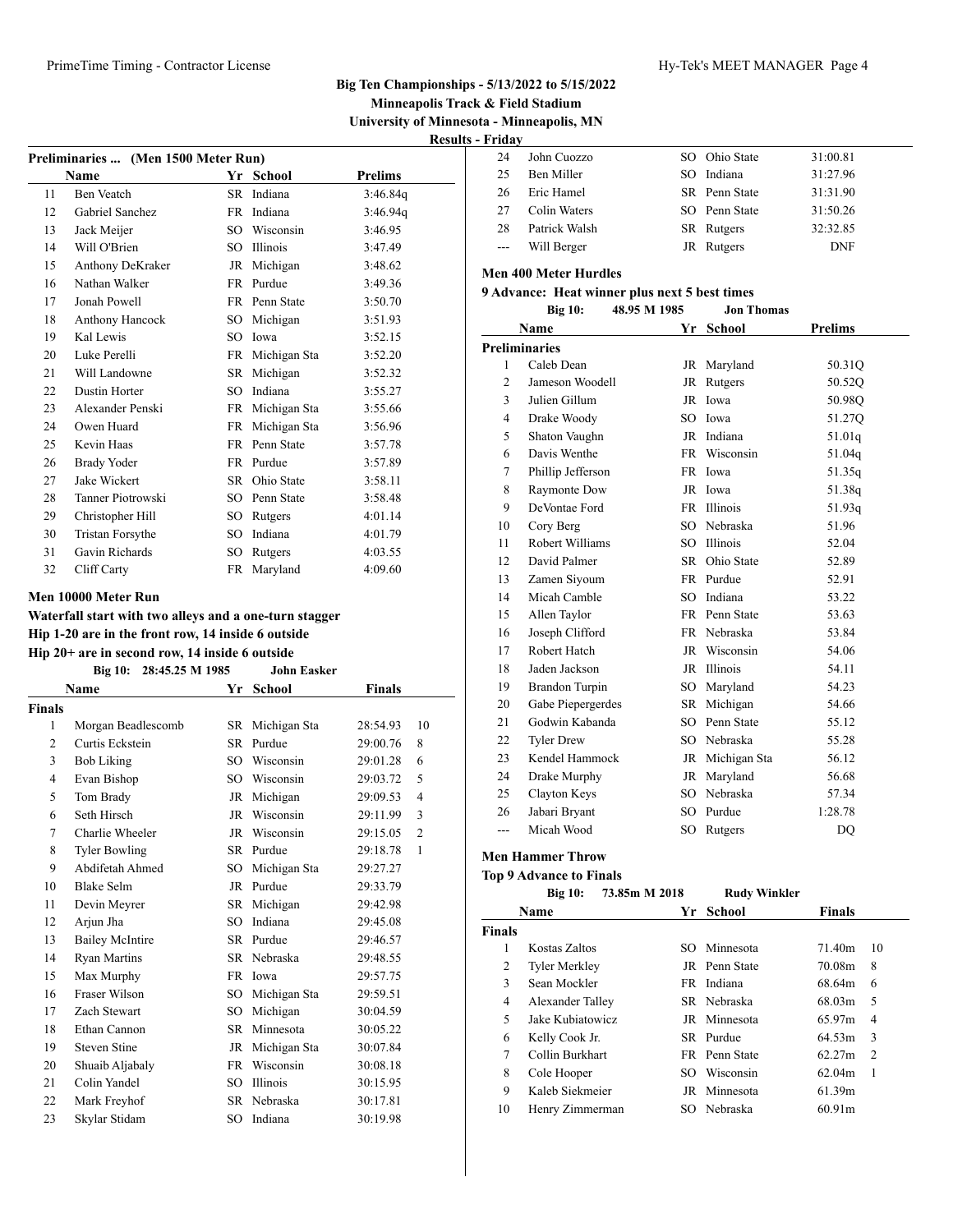## Big Ten Championships - 5/13/2022 to 5/15/2022

**Minneapolis Track & Field Stadium**

**University of Minnesota - Minneapolis, MN**

**Results - Friday**

### Preliminaries ... (Men 1500 Meter Run)

| | Name | Yr | School | Prelims |
|---|---|---|---|---|
| 11 | Ben Veatch | SR | Indiana | 3:46.84q |
| 12 | Gabriel Sanchez | FR | Indiana | 3:46.94q |
| 13 | Jack Meijer | SO | Wisconsin | 3:46.95 |
| 14 | Will O'Brien | SO | Illinois | 3:47.49 |
| 15 | Anthony DeKraker | JR | Michigan | 3:48.62 |
| 16 | Nathan Walker | FR | Purdue | 3:49.36 |
| 17 | Jonah Powell | FR | Penn State | 3:50.70 |
| 18 | Anthony Hancock | SO | Michigan | 3:51.93 |
| 19 | Kal Lewis | SO | Iowa | 3:52.15 |
| 20 | Luke Perelli | FR | Michigan Sta | 3:52.20 |
| 21 | Will Landowne | SR | Michigan | 3:52.32 |
| 22 | Dustin Horter | SO | Indiana | 3:55.27 |
| 23 | Alexander Penski | FR | Michigan Sta | 3:55.66 |
| 24 | Owen Huard | FR | Michigan Sta | 3:56.96 |
| 25 | Kevin Haas | FR | Penn State | 3:57.78 |
| 26 | Brady Yoder | FR | Purdue | 3:57.89 |
| 27 | Jake Wickert | SR | Ohio State | 3:58.11 |
| 28 | Tanner Piotrowski | SO | Penn State | 3:58.48 |
| 29 | Christopher Hill | SO | Rutgers | 4:01.14 |
| 30 | Tristan Forsythe | SO | Indiana | 4:01.79 |
| 31 | Gavin Richards | SO | Rutgers | 4:03.55 |
| 32 | Cliff Carty | FR | Maryland | 4:09.60 |

### Men 10000 Meter Run

**Waterfall start with two alleys and a one-turn stagger**
**Hip 1-20 are in the front row, 14 inside 6 outside**
**Hip 20+ are in second row, 14 inside 6 outside**

**Big 10: 28:45.25 M 1985 John Easker**

| | Name | Yr | School | Finals | |
|---|---|---|---|---|---|
| **Finals** | | | | | |
| 1 | Morgan Beadlescomb | SR | Michigan Sta | 28:54.93 | 10 |
| 2 | Curtis Eckstein | SR | Purdue | 29:00.76 | 8 |
| 3 | Bob Liking | SO | Wisconsin | 29:01.28 | 6 |
| 4 | Evan Bishop | SO | Wisconsin | 29:03.72 | 5 |
| 5 | Tom Brady | JR | Michigan | 29:09.53 | 4 |
| 6 | Seth Hirsch | JR | Wisconsin | 29:11.99 | 3 |
| 7 | Charlie Wheeler | JR | Wisconsin | 29:15.05 | 2 |
| 8 | Tyler Bowling | SR | Purdue | 29:18.78 | 1 |
| 9 | Abdifetah Ahmed | SO | Michigan Sta | 29:27.27 | |
| 10 | Blake Selm | JR | Purdue | 29:33.79 | |
| 11 | Devin Meyrer | SR | Michigan | 29:42.98 | |
| 12 | Arjun Jha | SO | Indiana | 29:45.08 | |
| 13 | Bailey McIntire | SR | Purdue | 29:46.57 | |
| 14 | Ryan Martins | SR | Nebraska | 29:48.55 | |
| 15 | Max Murphy | FR | Iowa | 29:57.75 | |
| 16 | Fraser Wilson | SO | Michigan Sta | 29:59.51 | |
| 17 | Zach Stewart | SO | Michigan | 30:04.59 | |
| 18 | Ethan Cannon | SR | Minnesota | 30:05.22 | |
| 19 | Steven Stine | JR | Michigan Sta | 30:07.84 | |
| 20 | Shuaib Aljabaly | FR | Wisconsin | 30:08.18 | |
| 21 | Colin Yandel | SO | Illinois | 30:15.95 | |
| 22 | Mark Freyhof | SR | Nebraska | 30:17.81 | |
| 23 | Skylar Stidam | SO | Indiana | 30:19.98 | |
| 24 | John Cuozzo | SO | Ohio State | 31:00.81 | |
| 25 | Ben Miller | SO | Indiana | 31:27.96 | |
| 26 | Eric Hamel | SR | Penn State | 31:31.90 | |
| 27 | Colin Waters | SO | Penn State | 31:50.26 | |
| 28 | Patrick Walsh | SR | Rutgers | 32:32.85 | |
| --- | Will Berger | JR | Rutgers | DNF | |

### Men 400 Meter Hurdles

**9 Advance: Heat winner plus next 5 best times**

**Big 10: 48.95 M 1985 Jon Thomas**

| | Name | Yr | School | Prelims |
|---|---|---|---|---|
| **Preliminaries** | | | | |
| 1 | Caleb Dean | JR | Maryland | 50.31Q |
| 2 | Jameson Woodell | JR | Rutgers | 50.52Q |
| 3 | Julien Gillum | JR | Iowa | 50.98Q |
| 4 | Drake Woody | SO | Iowa | 51.27Q |
| 5 | Shaton Vaughn | JR | Indiana | 51.01q |
| 6 | Davis Wenthe | FR | Wisconsin | 51.04q |
| 7 | Phillip Jefferson | FR | Iowa | 51.35q |
| 8 | Raymonte Dow | JR | Iowa | 51.38q |
| 9 | DeVontae Ford | FR | Illinois | 51.93q |
| 10 | Cory Berg | SO | Nebraska | 51.96 |
| 11 | Robert Williams | SO | Illinois | 52.04 |
| 12 | David Palmer | SR | Ohio State | 52.89 |
| 13 | Zamen Siyoum | FR | Purdue | 52.91 |
| 14 | Micah Camble | SO | Indiana | 53.22 |
| 15 | Allen Taylor | FR | Penn State | 53.63 |
| 16 | Joseph Clifford | FR | Nebraska | 53.84 |
| 17 | Robert Hatch | JR | Wisconsin | 54.06 |
| 18 | Jaden Jackson | JR | Illinois | 54.11 |
| 19 | Brandon Turpin | SO | Maryland | 54.23 |
| 20 | Gabe Piepergerdes | SR | Michigan | 54.66 |
| 21 | Godwin Kabanda | SO | Penn State | 55.12 |
| 22 | Tyler Drew | SO | Nebraska | 55.28 |
| 23 | Kendel Hammock | JR | Michigan Sta | 56.12 |
| 24 | Drake Murphy | JR | Maryland | 56.68 |
| 25 | Clayton Keys | SO | Nebraska | 57.34 |
| 26 | Jabari Bryant | SO | Purdue | 1:28.78 |
| --- | Micah Wood | SO | Rutgers | DQ |

### Men Hammer Throw

**Top 9 Advance to Finals**

**Big 10: 73.85m M 2018 Rudy Winkler**

| | Name | Yr | School | Finals | |
|---|---|---|---|---|---|
| **Finals** | | | | | |
| 1 | Kostas Zaltos | SO | Minnesota | 71.40m | 10 |
| 2 | Tyler Merkley | JR | Penn State | 70.08m | 8 |
| 3 | Sean Mockler | FR | Indiana | 68.64m | 6 |
| 4 | Alexander Talley | SR | Nebraska | 68.03m | 5 |
| 5 | Jake Kubiatowicz | JR | Minnesota | 65.97m | 4 |
| 6 | Kelly Cook Jr. | SR | Purdue | 64.53m | 3 |
| 7 | Collin Burkhart | FR | Penn State | 62.27m | 2 |
| 8 | Cole Hooper | SO | Wisconsin | 62.04m | 1 |
| 9 | Kaleb Siekmeier | JR | Minnesota | 61.39m | |
| 10 | Henry Zimmerman | SO | Nebraska | 60.91m | |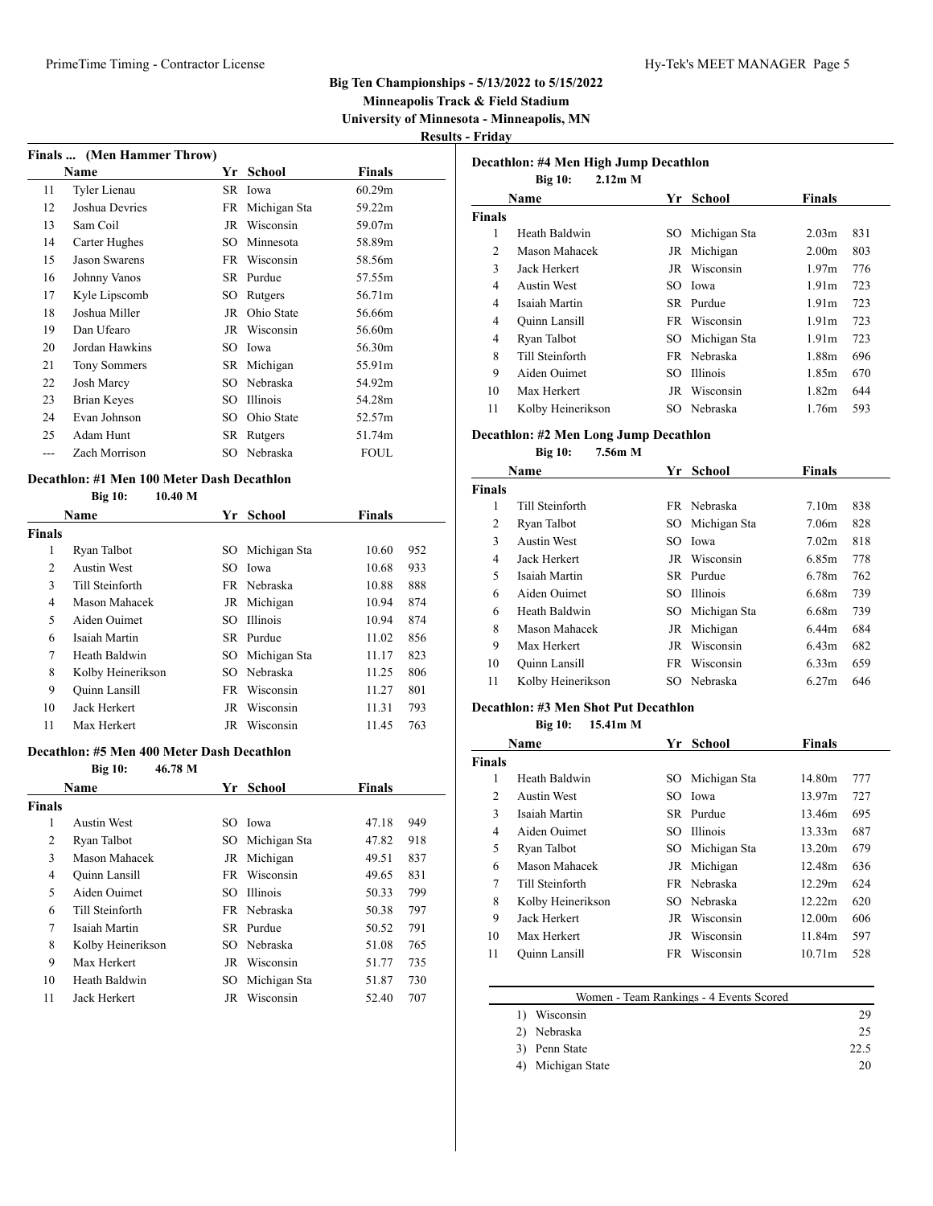## Big Ten Championships - 5/13/2022 to 5/15/2022

**Minneapolis Track & Field Stadium**

**University of Minnesota - Minneapolis, MN**

**Results - Friday**

### Finals ... (Men Hammer Throw)

| | Name | Yr | School | Finals |
|---|---|---|---|---|
| 11 | Tyler Lienau | SR | Iowa | 60.29m |
| 12 | Joshua Devries | FR | Michigan Sta | 59.22m |
| 13 | Sam Coil | JR | Wisconsin | 59.07m |
| 14 | Carter Hughes | SO | Minnesota | 58.89m |
| 15 | Jason Swarens | FR | Wisconsin | 58.56m |
| 16 | Johnny Vanos | SR | Purdue | 57.55m |
| 17 | Kyle Lipscomb | SO | Rutgers | 56.71m |
| 18 | Joshua Miller | JR | Ohio State | 56.66m |
| 19 | Dan Ufearo | JR | Wisconsin | 56.60m |
| 20 | Jordan Hawkins | SO | Iowa | 56.30m |
| 21 | Tony Sommers | SR | Michigan | 55.91m |
| 22 | Josh Marcy | SO | Nebraska | 54.92m |
| 23 | Brian Keyes | SO | Illinois | 54.28m |
| 24 | Evan Johnson | SO | Ohio State | 52.57m |
| 25 | Adam Hunt | SR | Rutgers | 51.74m |
| --- | Zach Morrison | SO | Nebraska | FOUL |

### Decathlon: #1 Men 100 Meter Dash Decathlon

**Big 10: 10.40 M**

| | Name | Yr | School | Finals | |
|---|---|---|---|---|---|
| **Finals** | | | | | |
| 1 | Ryan Talbot | SO | Michigan Sta | 10.60 | 952 |
| 2 | Austin West | SO | Iowa | 10.68 | 933 |
| 3 | Till Steinforth | FR | Nebraska | 10.88 | 888 |
| 4 | Mason Mahacek | JR | Michigan | 10.94 | 874 |
| 5 | Aiden Ouimet | SO | Illinois | 10.94 | 874 |
| 6 | Isaiah Martin | SR | Purdue | 11.02 | 856 |
| 7 | Heath Baldwin | SO | Michigan Sta | 11.17 | 823 |
| 8 | Kolby Heinerikson | SO | Nebraska | 11.25 | 806 |
| 9 | Quinn Lansill | FR | Wisconsin | 11.27 | 801 |
| 10 | Jack Herkert | JR | Wisconsin | 11.31 | 793 |
| 11 | Max Herkert | JR | Wisconsin | 11.45 | 763 |

### Decathlon: #5 Men 400 Meter Dash Decathlon

**Big 10: 46.78 M**

| | Name | Yr | School | Finals | |
|---|---|---|---|---|---|
| **Finals** | | | | | |
| 1 | Austin West | SO | Iowa | 47.18 | 949 |
| 2 | Ryan Talbot | SO | Michigan Sta | 47.82 | 918 |
| 3 | Mason Mahacek | JR | Michigan | 49.51 | 837 |
| 4 | Quinn Lansill | FR | Wisconsin | 49.65 | 831 |
| 5 | Aiden Ouimet | SO | Illinois | 50.33 | 799 |
| 6 | Till Steinforth | FR | Nebraska | 50.38 | 797 |
| 7 | Isaiah Martin | SR | Purdue | 50.52 | 791 |
| 8 | Kolby Heinerikson | SO | Nebraska | 51.08 | 765 |
| 9 | Max Herkert | JR | Wisconsin | 51.77 | 735 |
| 10 | Heath Baldwin | SO | Michigan Sta | 51.87 | 730 |
| 11 | Jack Herkert | JR | Wisconsin | 52.40 | 707 |

### Decathlon: #4 Men High Jump Decathlon

**Big 10: 2.12m M**

| | Name | Yr | School | Finals | |
|---|---|---|---|---|---|
| **Finals** | | | | | |
| 1 | Heath Baldwin | SO | Michigan Sta | 2.03m | 831 |
| 2 | Mason Mahacek | JR | Michigan | 2.00m | 803 |
| 3 | Jack Herkert | JR | Wisconsin | 1.97m | 776 |
| 4 | Austin West | SO | Iowa | 1.91m | 723 |
| 4 | Isaiah Martin | SR | Purdue | 1.91m | 723 |
| 4 | Quinn Lansill | FR | Wisconsin | 1.91m | 723 |
| 4 | Ryan Talbot | SO | Michigan Sta | 1.91m | 723 |
| 8 | Till Steinforth | FR | Nebraska | 1.88m | 696 |
| 9 | Aiden Ouimet | SO | Illinois | 1.85m | 670 |
| 10 | Max Herkert | JR | Wisconsin | 1.82m | 644 |
| 11 | Kolby Heinerikson | SO | Nebraska | 1.76m | 593 |

### Decathlon: #2 Men Long Jump Decathlon

**Big 10: 7.56m M**

| | Name | Yr | School | Finals | |
|---|---|---|---|---|---|
| **Finals** | | | | | |
| 1 | Till Steinforth | FR | Nebraska | 7.10m | 838 |
| 2 | Ryan Talbot | SO | Michigan Sta | 7.06m | 828 |
| 3 | Austin West | SO | Iowa | 7.02m | 818 |
| 4 | Jack Herkert | JR | Wisconsin | 6.85m | 778 |
| 5 | Isaiah Martin | SR | Purdue | 6.78m | 762 |
| 6 | Aiden Ouimet | SO | Illinois | 6.68m | 739 |
| 6 | Heath Baldwin | SO | Michigan Sta | 6.68m | 739 |
| 8 | Mason Mahacek | JR | Michigan | 6.44m | 684 |
| 9 | Max Herkert | JR | Wisconsin | 6.43m | 682 |
| 10 | Quinn Lansill | FR | Wisconsin | 6.33m | 659 |
| 11 | Kolby Heinerikson | SO | Nebraska | 6.27m | 646 |

### Decathlon: #3 Men Shot Put Decathlon

**Big 10: 15.41m M**

| | Name | Yr | School | Finals | |
|---|---|---|---|---|---|
| **Finals** | | | | | |
| 1 | Heath Baldwin | SO | Michigan Sta | 14.80m | 777 |
| 2 | Austin West | SO | Iowa | 13.97m | 727 |
| 3 | Isaiah Martin | SR | Purdue | 13.46m | 695 |
| 4 | Aiden Ouimet | SO | Illinois | 13.33m | 687 |
| 5 | Ryan Talbot | SO | Michigan Sta | 13.20m | 679 |
| 6 | Mason Mahacek | JR | Michigan | 12.48m | 636 |
| 7 | Till Steinforth | FR | Nebraska | 12.29m | 624 |
| 8 | Kolby Heinerikson | SO | Nebraska | 12.22m | 620 |
| 9 | Jack Herkert | JR | Wisconsin | 12.00m | 606 |
| 10 | Max Herkert | JR | Wisconsin | 11.84m | 597 |
| 11 | Quinn Lansill | FR | Wisconsin | 10.71m | 528 |

### Women - Team Rankings - 4 Events Scored

| | | |
|---|---|---|
| 1) | Wisconsin | 29 |
| 2) | Nebraska | 25 |
| 3) | Penn State | 22.5 |
| 4) | Michigan State | 20 |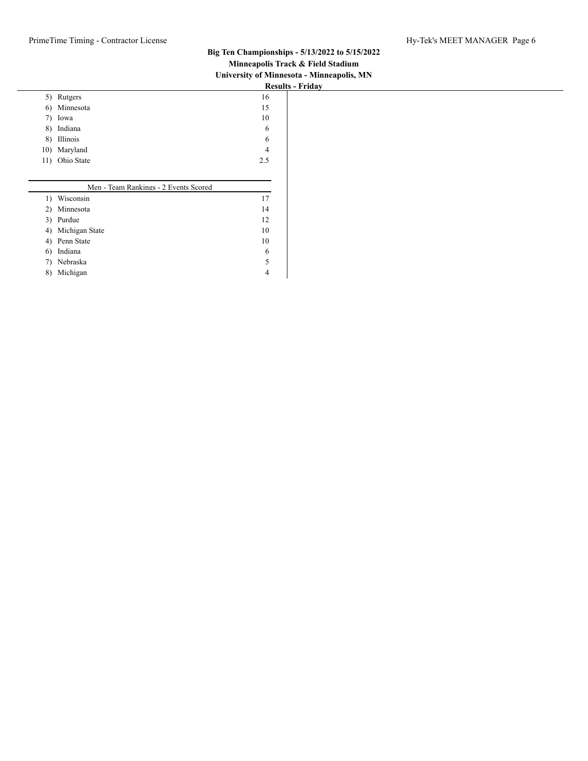**Big Ten Championships - 5/13/2022 to 5/15/2022**
**Minneapolis Track & Field Stadium**
**University of Minnesota - Minneapolis, MN**
**Results - Friday**

| | | |
|---|---|---|
| 5) | Rutgers | 16 |
| 6) | Minnesota | 15 |
| 7) | Iowa | 10 |
| 8) | Indiana | 6 |
| 8) | Illinois | 6 |
| 10) | Maryland | 4 |
| 11) | Ohio State | 2.5 |

**Men - Team Rankings - 2 Events Scored**

| | | |
|---|---|---|
| 1) | Wisconsin | 17 |
| 2) | Minnesota | 14 |
| 3) | Purdue | 12 |
| 4) | Michigan State | 10 |
| 4) | Penn State | 10 |
| 6) | Indiana | 6 |
| 7) | Nebraska | 5 |
| 8) | Michigan | 4 |